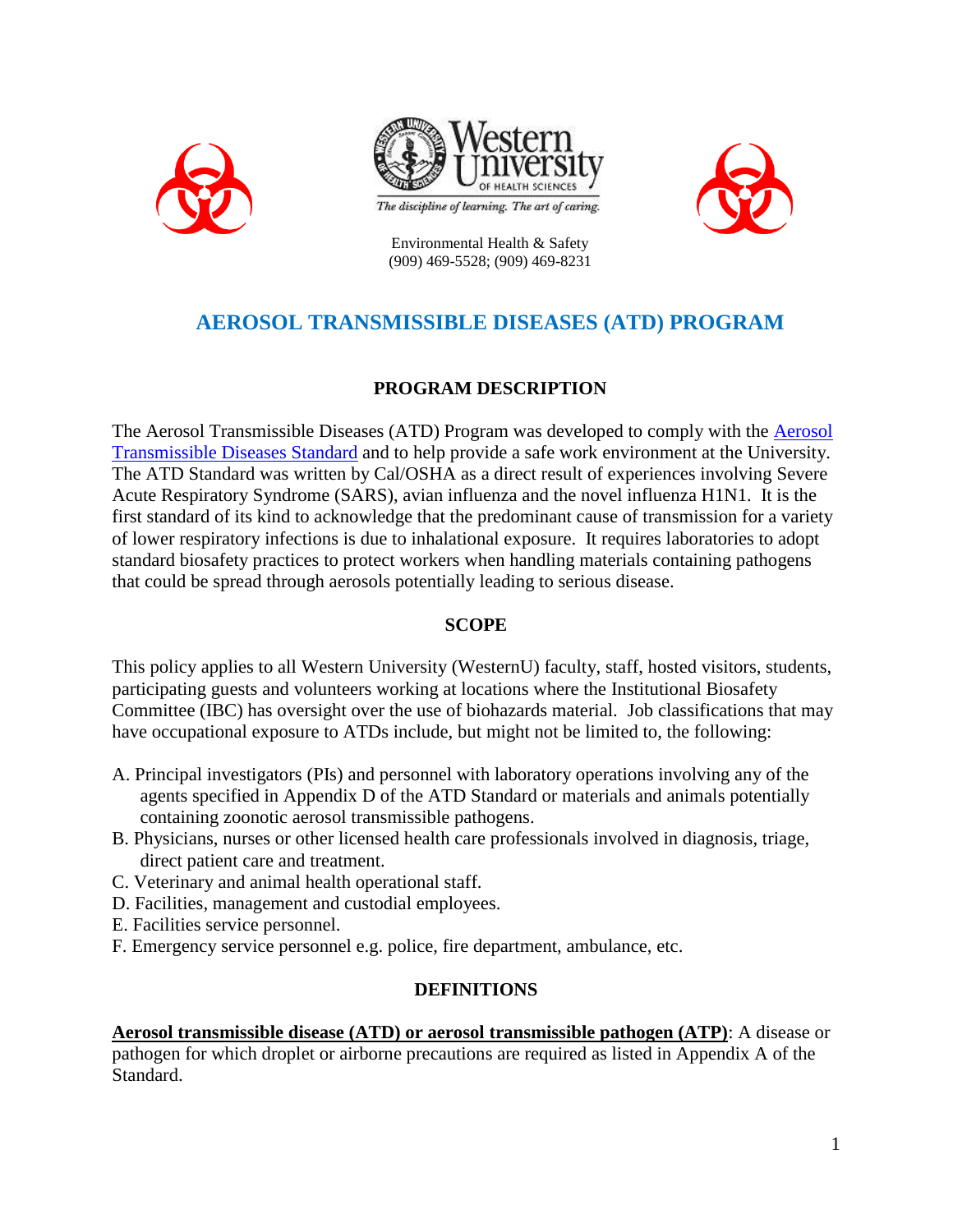Western University of Health Sciences

*The discipline of learning. The art of caring.*

Environmental Health & Safety
(909) 469-5528; (909) 469-8231

# AEROSOL TRANSMISSIBLE DISEASES (ATD) PROGRAM

## PROGRAM DESCRIPTION

The Aerosol Transmissible Diseases (ATD) Program was developed to comply with the Aerosol Transmissible Diseases Standard and to help provide a safe work environment at the University. The ATD Standard was written by Cal/OSHA as a direct result of experiences involving Severe Acute Respiratory Syndrome (SARS), avian influenza and the novel influenza H1N1. It is the first standard of its kind to acknowledge that the predominant cause of transmission for a variety of lower respiratory infections is due to inhalational exposure. It requires laboratories to adopt standard biosafety practices to protect workers when handling materials containing pathogens that could be spread through aerosols potentially leading to serious disease.

## SCOPE

This policy applies to all Western University (WesternU) faculty, staff, hosted visitors, students, participating guests and volunteers working at locations where the Institutional Biosafety Committee (IBC) has oversight over the use of biohazards material. Job classifications that may have occupational exposure to ATDs include, but might not be limited to, the following:

A. Principal investigators (PIs) and personnel with laboratory operations involving any of the agents specified in Appendix D of the ATD Standard or materials and animals potentially containing zoonotic aerosol transmissible pathogens.
B. Physicians, nurses or other licensed health care professionals involved in diagnosis, triage, direct patient care and treatment.
C. Veterinary and animal health operational staff.
D. Facilities, management and custodial employees.
E. Facilities service personnel.
F. Emergency service personnel e.g. police, fire department, ambulance, etc.

## DEFINITIONS

**Aerosol transmissible disease (ATD) or aerosol transmissible pathogen (ATP)**: A disease or pathogen for which droplet or airborne precautions are required as listed in Appendix A of the Standard.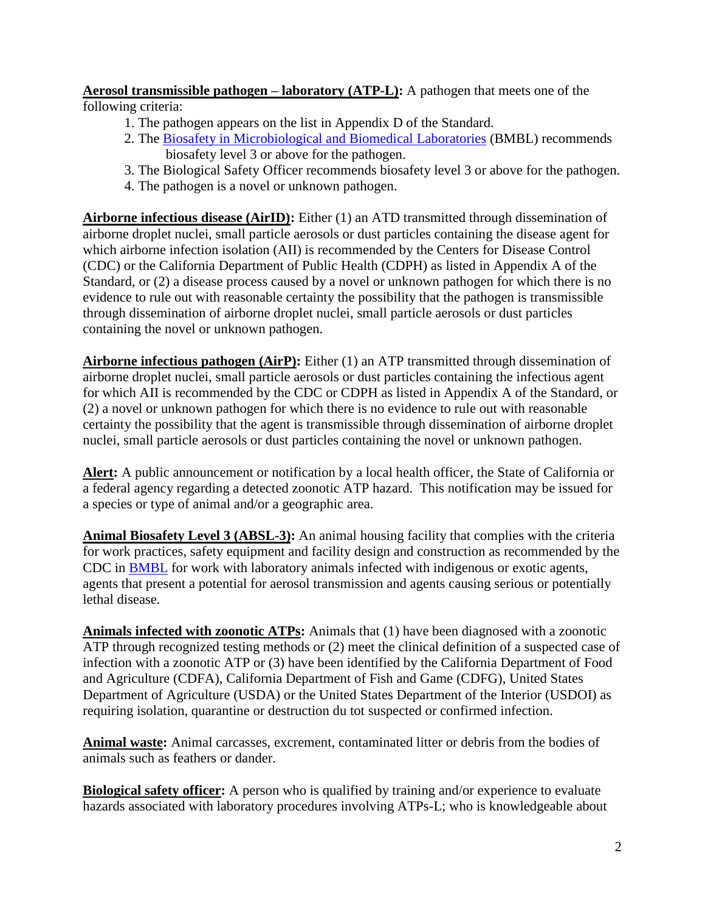**Aerosol transmissible pathogen – laboratory (ATP-L):** A pathogen that meets one of the following criteria:

1. The pathogen appears on the list in Appendix D of the Standard.
2. The [Biosafety in Microbiological and Biomedical Laboratories](#) (BMBL) recommends biosafety level 3 or above for the pathogen.
3. The Biological Safety Officer recommends biosafety level 3 or above for the pathogen.
4. The pathogen is a novel or unknown pathogen.

**Airborne infectious disease (AirID):** Either (1) an ATD transmitted through dissemination of airborne droplet nuclei, small particle aerosols or dust particles containing the disease agent for which airborne infection isolation (AII) is recommended by the Centers for Disease Control (CDC) or the California Department of Public Health (CDPH) as listed in Appendix A of the Standard, or (2) a disease process caused by a novel or unknown pathogen for which there is no evidence to rule out with reasonable certainty the possibility that the pathogen is transmissible through dissemination of airborne droplet nuclei, small particle aerosols or dust particles containing the novel or unknown pathogen.

**Airborne infectious pathogen (AirP):** Either (1) an ATP transmitted through dissemination of airborne droplet nuclei, small particle aerosols or dust particles containing the infectious agent for which AII is recommended by the CDC or CDPH as listed in Appendix A of the Standard, or (2) a novel or unknown pathogen for which there is no evidence to rule out with reasonable certainty the possibility that the agent is transmissible through dissemination of airborne droplet nuclei, small particle aerosols or dust particles containing the novel or unknown pathogen.

**Alert:** A public announcement or notification by a local health officer, the State of California or a federal agency regarding a detected zoonotic ATP hazard. This notification may be issued for a species or type of animal and/or a geographic area.

**Animal Biosafety Level 3 (ABSL-3):** An animal housing facility that complies with the criteria for work practices, safety equipment and facility design and construction as recommended by the CDC in [BMBL](#) for work with laboratory animals infected with indigenous or exotic agents, agents that present a potential for aerosol transmission and agents causing serious or potentially lethal disease.

**Animals infected with zoonotic ATPs:** Animals that (1) have been diagnosed with a zoonotic ATP through recognized testing methods or (2) meet the clinical definition of a suspected case of infection with a zoonotic ATP or (3) have been identified by the California Department of Food and Agriculture (CDFA), California Department of Fish and Game (CDFG), United States Department of Agriculture (USDA) or the United States Department of the Interior (USDOI) as requiring isolation, quarantine or destruction du tot suspected or confirmed infection.

**Animal waste:** Animal carcasses, excrement, contaminated litter or debris from the bodies of animals such as feathers or dander.

**Biological safety officer:** A person who is qualified by training and/or experience to evaluate hazards associated with laboratory procedures involving ATPs-L; who is knowledgeable about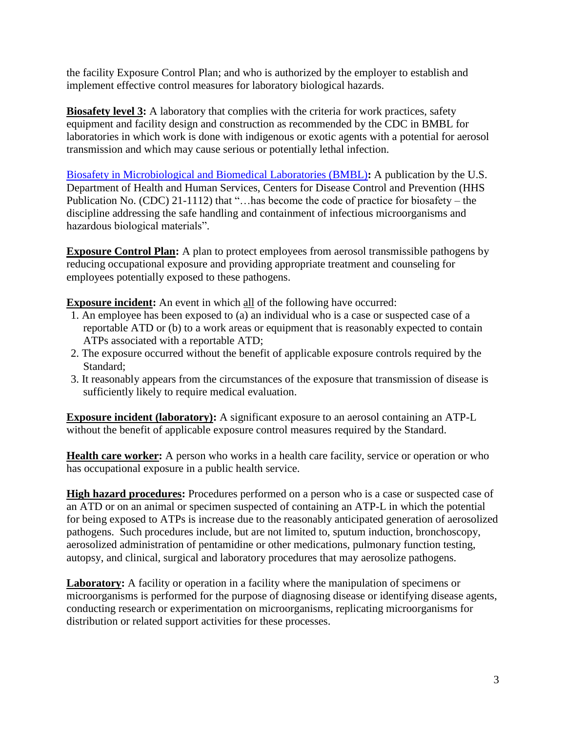the facility Exposure Control Plan; and who is authorized by the employer to establish and implement effective control measures for laboratory biological hazards.

**Biosafety level 3:** A laboratory that complies with the criteria for work practices, safety equipment and facility design and construction as recommended by the CDC in BMBL for laboratories in which work is done with indigenous or exotic agents with a potential for aerosol transmission and which may cause serious or potentially lethal infection.

Biosafety in Microbiological and Biomedical Laboratories (BMBL)**:** A publication by the U.S. Department of Health and Human Services, Centers for Disease Control and Prevention (HHS Publication No. (CDC) 21-1112) that "…has become the code of practice for biosafety – the discipline addressing the safe handling and containment of infectious microorganisms and hazardous biological materials".

**Exposure Control Plan:** A plan to protect employees from aerosol transmissible pathogens by reducing occupational exposure and providing appropriate treatment and counseling for employees potentially exposed to these pathogens.

**Exposure incident:** An event in which all of the following have occurred:

1. An employee has been exposed to (a) an individual who is a case or suspected case of a reportable ATD or (b) to a work areas or equipment that is reasonably expected to contain ATPs associated with a reportable ATD;
2. The exposure occurred without the benefit of applicable exposure controls required by the Standard;
3. It reasonably appears from the circumstances of the exposure that transmission of disease is sufficiently likely to require medical evaluation.

**Exposure incident (laboratory):** A significant exposure to an aerosol containing an ATP-L without the benefit of applicable exposure control measures required by the Standard.

**Health care worker:** A person who works in a health care facility, service or operation or who has occupational exposure in a public health service.

**High hazard procedures:** Procedures performed on a person who is a case or suspected case of an ATD or on an animal or specimen suspected of containing an ATP-L in which the potential for being exposed to ATPs is increase due to the reasonably anticipated generation of aerosolized pathogens. Such procedures include, but are not limited to, sputum induction, bronchoscopy, aerosolized administration of pentamidine or other medications, pulmonary function testing, autopsy, and clinical, surgical and laboratory procedures that may aerosolize pathogens.

**Laboratory:** A facility or operation in a facility where the manipulation of specimens or microorganisms is performed for the purpose of diagnosing disease or identifying disease agents, conducting research or experimentation on microorganisms, replicating microorganisms for distribution or related support activities for these processes.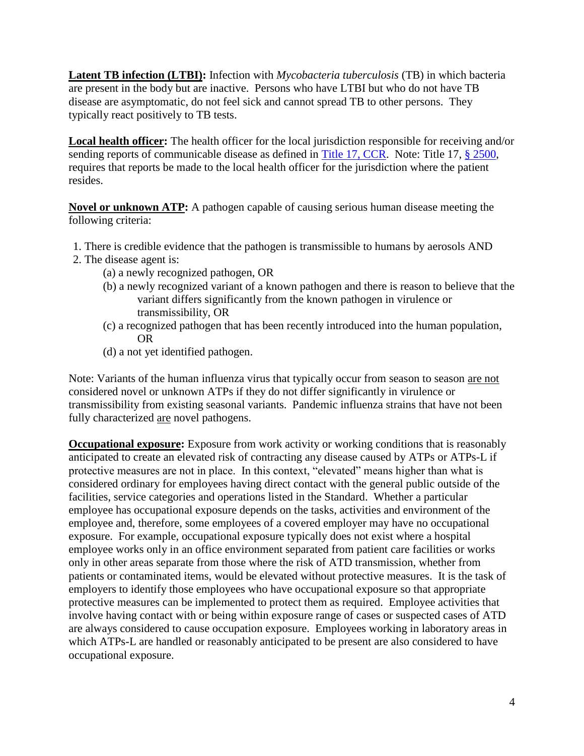**Latent TB infection (LTBI):** Infection with *Mycobacteria tuberculosis* (TB) in which bacteria are present in the body but are inactive. Persons who have LTBI but who do not have TB disease are asymptomatic, do not feel sick and cannot spread TB to other persons. They typically react positively to TB tests.

**Local health officer:** The health officer for the local jurisdiction responsible for receiving and/or sending reports of communicable disease as defined in Title 17, CCR. Note: Title 17, § 2500, requires that reports be made to the local health officer for the jurisdiction where the patient resides.

**Novel or unknown ATP:** A pathogen capable of causing serious human disease meeting the following criteria:

1. There is credible evidence that the pathogen is transmissible to humans by aerosols AND
2. The disease agent is:
   - (a) a newly recognized pathogen, OR
   - (b) a newly recognized variant of a known pathogen and there is reason to believe that the variant differs significantly from the known pathogen in virulence or transmissibility, OR
   - (c) a recognized pathogen that has been recently introduced into the human population, OR
   - (d) a not yet identified pathogen.

Note: Variants of the human influenza virus that typically occur from season to season are not considered novel or unknown ATPs if they do not differ significantly in virulence or transmissibility from existing seasonal variants. Pandemic influenza strains that have not been fully characterized are novel pathogens.

**Occupational exposure:** Exposure from work activity or working conditions that is reasonably anticipated to create an elevated risk of contracting any disease caused by ATPs or ATPs-L if protective measures are not in place. In this context, "elevated" means higher than what is considered ordinary for employees having direct contact with the general public outside of the facilities, service categories and operations listed in the Standard. Whether a particular employee has occupational exposure depends on the tasks, activities and environment of the employee and, therefore, some employees of a covered employer may have no occupational exposure. For example, occupational exposure typically does not exist where a hospital employee works only in an office environment separated from patient care facilities or works only in other areas separate from those where the risk of ATD transmission, whether from patients or contaminated items, would be elevated without protective measures. It is the task of employers to identify those employees who have occupational exposure so that appropriate protective measures can be implemented to protect them as required. Employee activities that involve having contact with or being within exposure range of cases or suspected cases of ATD are always considered to cause occupation exposure. Employees working in laboratory areas in which ATPs-L are handled or reasonably anticipated to be present are also considered to have occupational exposure.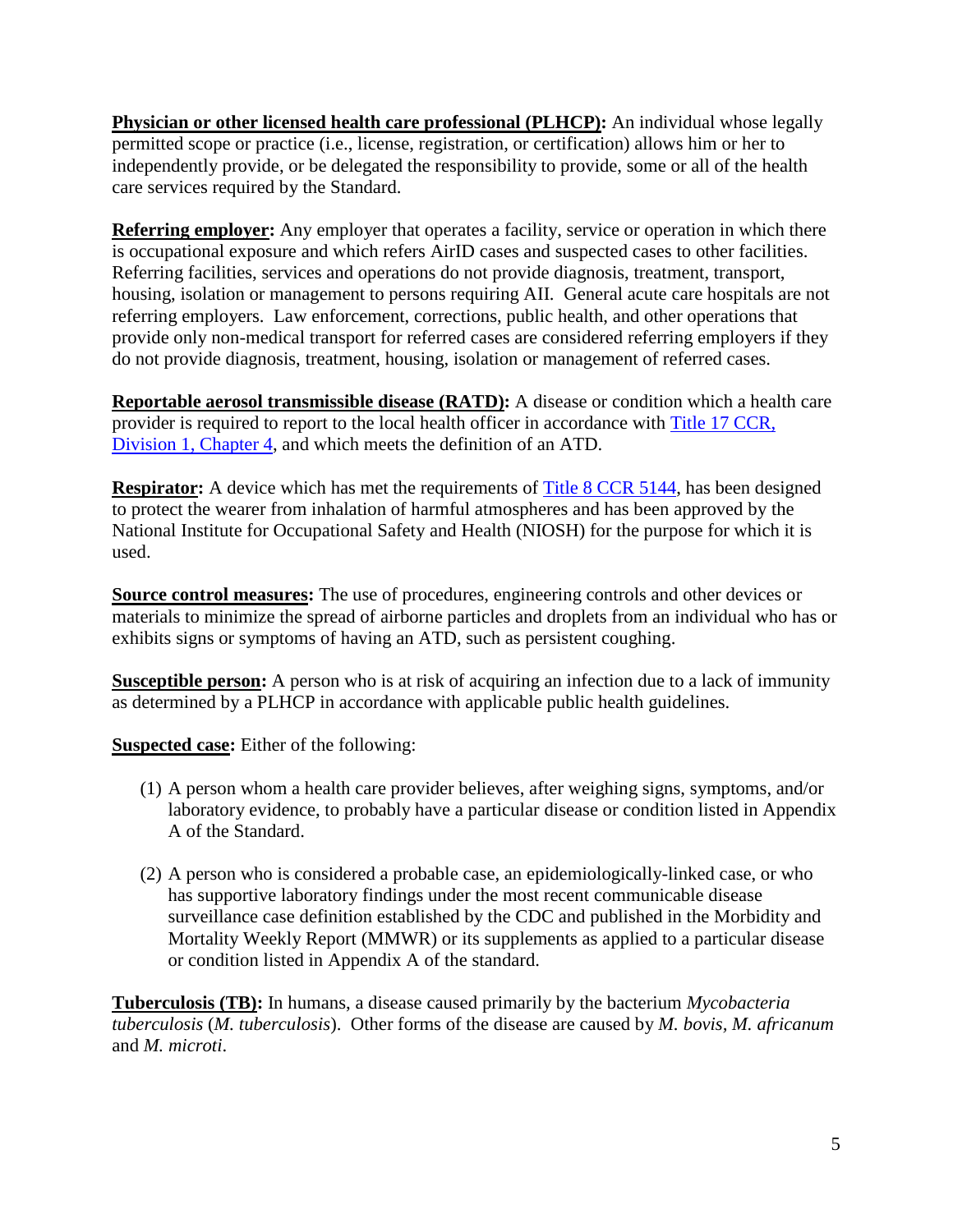**Physician or other licensed health care professional (PLHCP):** An individual whose legally permitted scope or practice (i.e., license, registration, or certification) allows him or her to independently provide, or be delegated the responsibility to provide, some or all of the health care services required by the Standard.

**Referring employer:** Any employer that operates a facility, service or operation in which there is occupational exposure and which refers AirID cases and suspected cases to other facilities. Referring facilities, services and operations do not provide diagnosis, treatment, transport, housing, isolation or management to persons requiring AII. General acute care hospitals are not referring employers. Law enforcement, corrections, public health, and other operations that provide only non-medical transport for referred cases are considered referring employers if they do not provide diagnosis, treatment, housing, isolation or management of referred cases.

**Reportable aerosol transmissible disease (RATD):** A disease or condition which a health care provider is required to report to the local health officer in accordance with Title 17 CCR, Division 1, Chapter 4, and which meets the definition of an ATD.

**Respirator:** A device which has met the requirements of Title 8 CCR 5144, has been designed to protect the wearer from inhalation of harmful atmospheres and has been approved by the National Institute for Occupational Safety and Health (NIOSH) for the purpose for which it is used.

**Source control measures:** The use of procedures, engineering controls and other devices or materials to minimize the spread of airborne particles and droplets from an individual who has or exhibits signs or symptoms of having an ATD, such as persistent coughing.

**Susceptible person:** A person who is at risk of acquiring an infection due to a lack of immunity as determined by a PLHCP in accordance with applicable public health guidelines.

**Suspected case:** Either of the following:

(1) A person whom a health care provider believes, after weighing signs, symptoms, and/or laboratory evidence, to probably have a particular disease or condition listed in Appendix A of the Standard.

(2) A person who is considered a probable case, an epidemiologically-linked case, or who has supportive laboratory findings under the most recent communicable disease surveillance case definition established by the CDC and published in the Morbidity and Mortality Weekly Report (MMWR) or its supplements as applied to a particular disease or condition listed in Appendix A of the standard.

**Tuberculosis (TB):** In humans, a disease caused primarily by the bacterium *Mycobacteria tuberculosis* (*M. tuberculosis*). Other forms of the disease are caused by *M. bovis*, *M. africanum* and *M. microti*.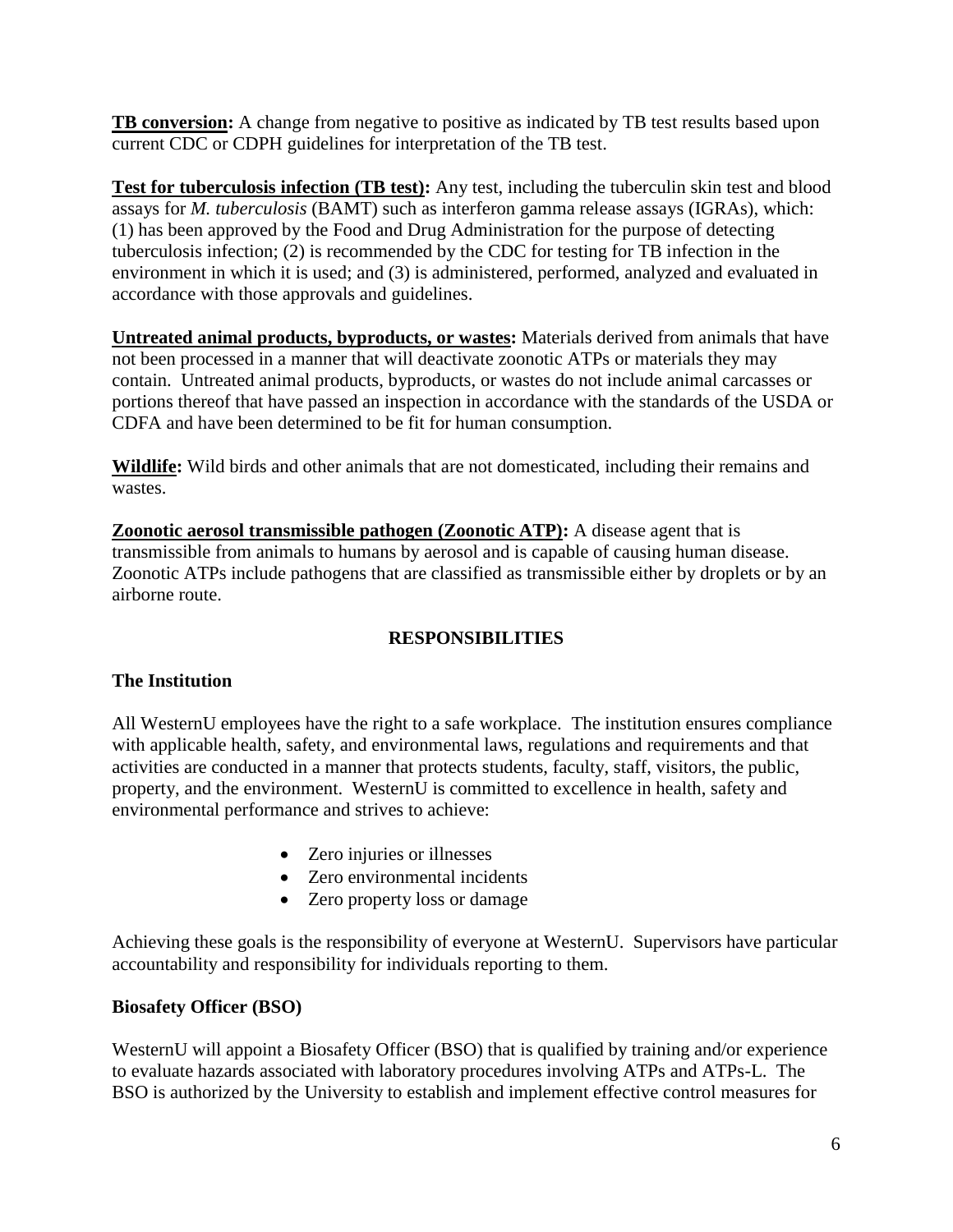**TB conversion:** A change from negative to positive as indicated by TB test results based upon current CDC or CDPH guidelines for interpretation of the TB test.

**Test for tuberculosis infection (TB test):** Any test, including the tuberculin skin test and blood assays for *M. tuberculosis* (BAMT) such as interferon gamma release assays (IGRAs), which: (1) has been approved by the Food and Drug Administration for the purpose of detecting tuberculosis infection; (2) is recommended by the CDC for testing for TB infection in the environment in which it is used; and (3) is administered, performed, analyzed and evaluated in accordance with those approvals and guidelines.

**Untreated animal products, byproducts, or wastes:** Materials derived from animals that have not been processed in a manner that will deactivate zoonotic ATPs or materials they may contain. Untreated animal products, byproducts, or wastes do not include animal carcasses or portions thereof that have passed an inspection in accordance with the standards of the USDA or CDFA and have been determined to be fit for human consumption.

**Wildlife:** Wild birds and other animals that are not domesticated, including their remains and wastes.

**Zoonotic aerosol transmissible pathogen (Zoonotic ATP):** A disease agent that is transmissible from animals to humans by aerosol and is capable of causing human disease. Zoonotic ATPs include pathogens that are classified as transmissible either by droplets or by an airborne route.

## RESPONSIBILITIES

### The Institution

All WesternU employees have the right to a safe workplace. The institution ensures compliance with applicable health, safety, and environmental laws, regulations and requirements and that activities are conducted in a manner that protects students, faculty, staff, visitors, the public, property, and the environment. WesternU is committed to excellence in health, safety and environmental performance and strives to achieve:

- Zero injuries or illnesses
- Zero environmental incidents
- Zero property loss or damage

Achieving these goals is the responsibility of everyone at WesternU. Supervisors have particular accountability and responsibility for individuals reporting to them.

### Biosafety Officer (BSO)

WesternU will appoint a Biosafety Officer (BSO) that is qualified by training and/or experience to evaluate hazards associated with laboratory procedures involving ATPs and ATPs-L. The BSO is authorized by the University to establish and implement effective control measures for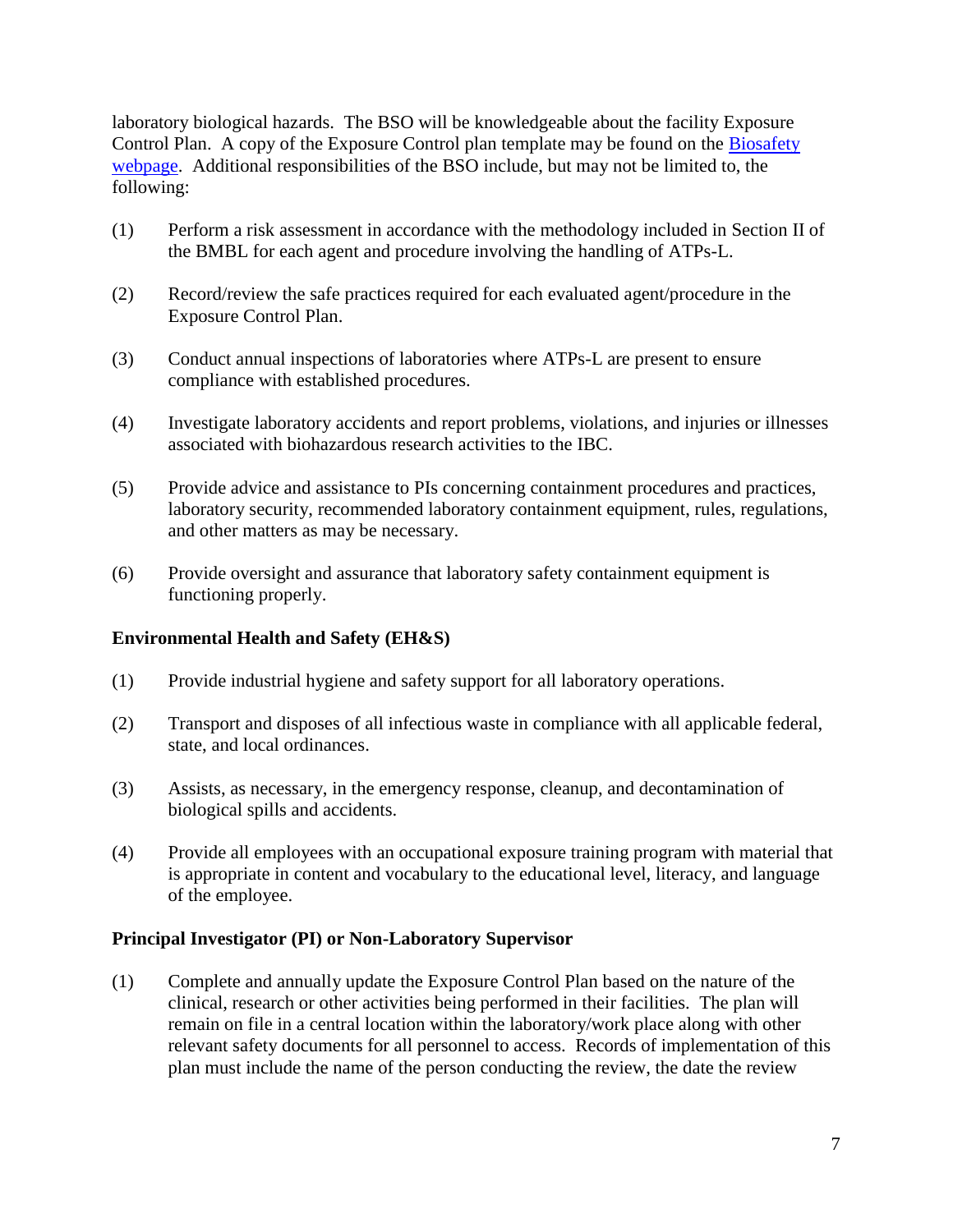laboratory biological hazards. The BSO will be knowledgeable about the facility Exposure Control Plan. A copy of the Exposure Control plan template may be found on the [Biosafety webpage](). Additional responsibilities of the BSO include, but may not be limited to, the following:

(1) Perform a risk assessment in accordance with the methodology included in Section II of the BMBL for each agent and procedure involving the handling of ATPs-L.

(2) Record/review the safe practices required for each evaluated agent/procedure in the Exposure Control Plan.

(3) Conduct annual inspections of laboratories where ATPs-L are present to ensure compliance with established procedures.

(4) Investigate laboratory accidents and report problems, violations, and injuries or illnesses associated with biohazardous research activities to the IBC.

(5) Provide advice and assistance to PIs concerning containment procedures and practices, laboratory security, recommended laboratory containment equipment, rules, regulations, and other matters as may be necessary.

(6) Provide oversight and assurance that laboratory safety containment equipment is functioning properly.

**Environmental Health and Safety (EH&S)**

(1) Provide industrial hygiene and safety support for all laboratory operations.

(2) Transport and disposes of all infectious waste in compliance with all applicable federal, state, and local ordinances.

(3) Assists, as necessary, in the emergency response, cleanup, and decontamination of biological spills and accidents.

(4) Provide all employees with an occupational exposure training program with material that is appropriate in content and vocabulary to the educational level, literacy, and language of the employee.

**Principal Investigator (PI) or Non-Laboratory Supervisor**

(1) Complete and annually update the Exposure Control Plan based on the nature of the clinical, research or other activities being performed in their facilities. The plan will remain on file in a central location within the laboratory/work place along with other relevant safety documents for all personnel to access. Records of implementation of this plan must include the name of the person conducting the review, the date the review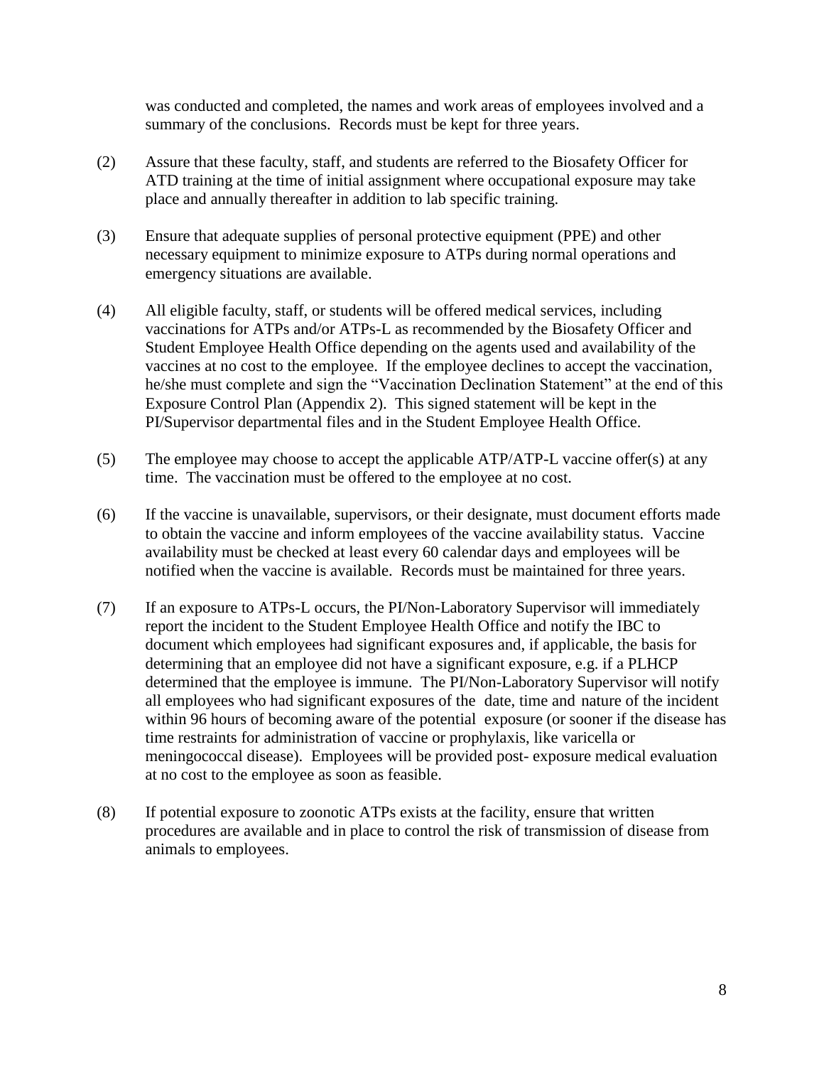was conducted and completed, the names and work areas of employees involved and a summary of the conclusions. Records must be kept for three years.

(2) Assure that these faculty, staff, and students are referred to the Biosafety Officer for ATD training at the time of initial assignment where occupational exposure may take place and annually thereafter in addition to lab specific training.

(3) Ensure that adequate supplies of personal protective equipment (PPE) and other necessary equipment to minimize exposure to ATPs during normal operations and emergency situations are available.

(4) All eligible faculty, staff, or students will be offered medical services, including vaccinations for ATPs and/or ATPs-L as recommended by the Biosafety Officer and Student Employee Health Office depending on the agents used and availability of the vaccines at no cost to the employee. If the employee declines to accept the vaccination, he/she must complete and sign the "Vaccination Declination Statement" at the end of this Exposure Control Plan (Appendix 2). This signed statement will be kept in the PI/Supervisor departmental files and in the Student Employee Health Office.

(5) The employee may choose to accept the applicable ATP/ATP-L vaccine offer(s) at any time. The vaccination must be offered to the employee at no cost.

(6) If the vaccine is unavailable, supervisors, or their designate, must document efforts made to obtain the vaccine and inform employees of the vaccine availability status. Vaccine availability must be checked at least every 60 calendar days and employees will be notified when the vaccine is available. Records must be maintained for three years.

(7) If an exposure to ATPs-L occurs, the PI/Non-Laboratory Supervisor will immediately report the incident to the Student Employee Health Office and notify the IBC to document which employees had significant exposures and, if applicable, the basis for determining that an employee did not have a significant exposure, e.g. if a PLHCP determined that the employee is immune. The PI/Non-Laboratory Supervisor will notify all employees who had significant exposures of the date, time and nature of the incident within 96 hours of becoming aware of the potential exposure (or sooner if the disease has time restraints for administration of vaccine or prophylaxis, like varicella or meningococcal disease). Employees will be provided post- exposure medical evaluation at no cost to the employee as soon as feasible.

(8) If potential exposure to zoonotic ATPs exists at the facility, ensure that written procedures are available and in place to control the risk of transmission of disease from animals to employees.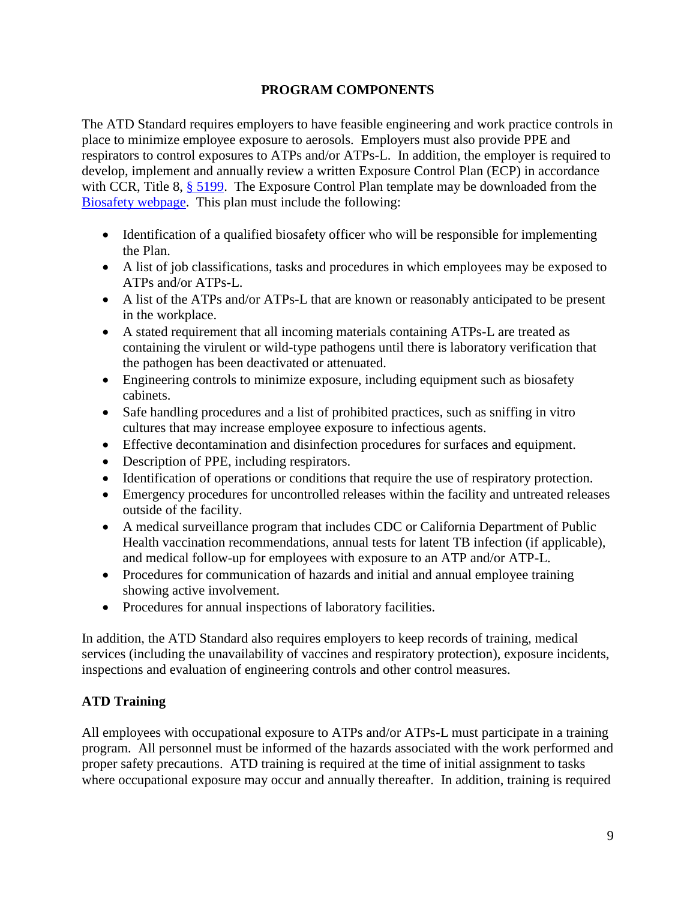## PROGRAM COMPONENTS

The ATD Standard requires employers to have feasible engineering and work practice controls in place to minimize employee exposure to aerosols. Employers must also provide PPE and respirators to control exposures to ATPs and/or ATPs-L. In addition, the employer is required to develop, implement and annually review a written Exposure Control Plan (ECP) in accordance with CCR, Title 8, § 5199. The Exposure Control Plan template may be downloaded from the Biosafety webpage. This plan must include the following:

- Identification of a qualified biosafety officer who will be responsible for implementing the Plan.
- A list of job classifications, tasks and procedures in which employees may be exposed to ATPs and/or ATPs-L.
- A list of the ATPs and/or ATPs-L that are known or reasonably anticipated to be present in the workplace.
- A stated requirement that all incoming materials containing ATPs-L are treated as containing the virulent or wild-type pathogens until there is laboratory verification that the pathogen has been deactivated or attenuated.
- Engineering controls to minimize exposure, including equipment such as biosafety cabinets.
- Safe handling procedures and a list of prohibited practices, such as sniffing in vitro cultures that may increase employee exposure to infectious agents.
- Effective decontamination and disinfection procedures for surfaces and equipment.
- Description of PPE, including respirators.
- Identification of operations or conditions that require the use of respiratory protection.
- Emergency procedures for uncontrolled releases within the facility and untreated releases outside of the facility.
- A medical surveillance program that includes CDC or California Department of Public Health vaccination recommendations, annual tests for latent TB infection (if applicable), and medical follow-up for employees with exposure to an ATP and/or ATP-L.
- Procedures for communication of hazards and initial and annual employee training showing active involvement.
- Procedures for annual inspections of laboratory facilities.

In addition, the ATD Standard also requires employers to keep records of training, medical services (including the unavailability of vaccines and respiratory protection), exposure incidents, inspections and evaluation of engineering controls and other control measures.

### ATD Training

All employees with occupational exposure to ATPs and/or ATPs-L must participate in a training program. All personnel must be informed of the hazards associated with the work performed and proper safety precautions. ATD training is required at the time of initial assignment to tasks where occupational exposure may occur and annually thereafter. In addition, training is required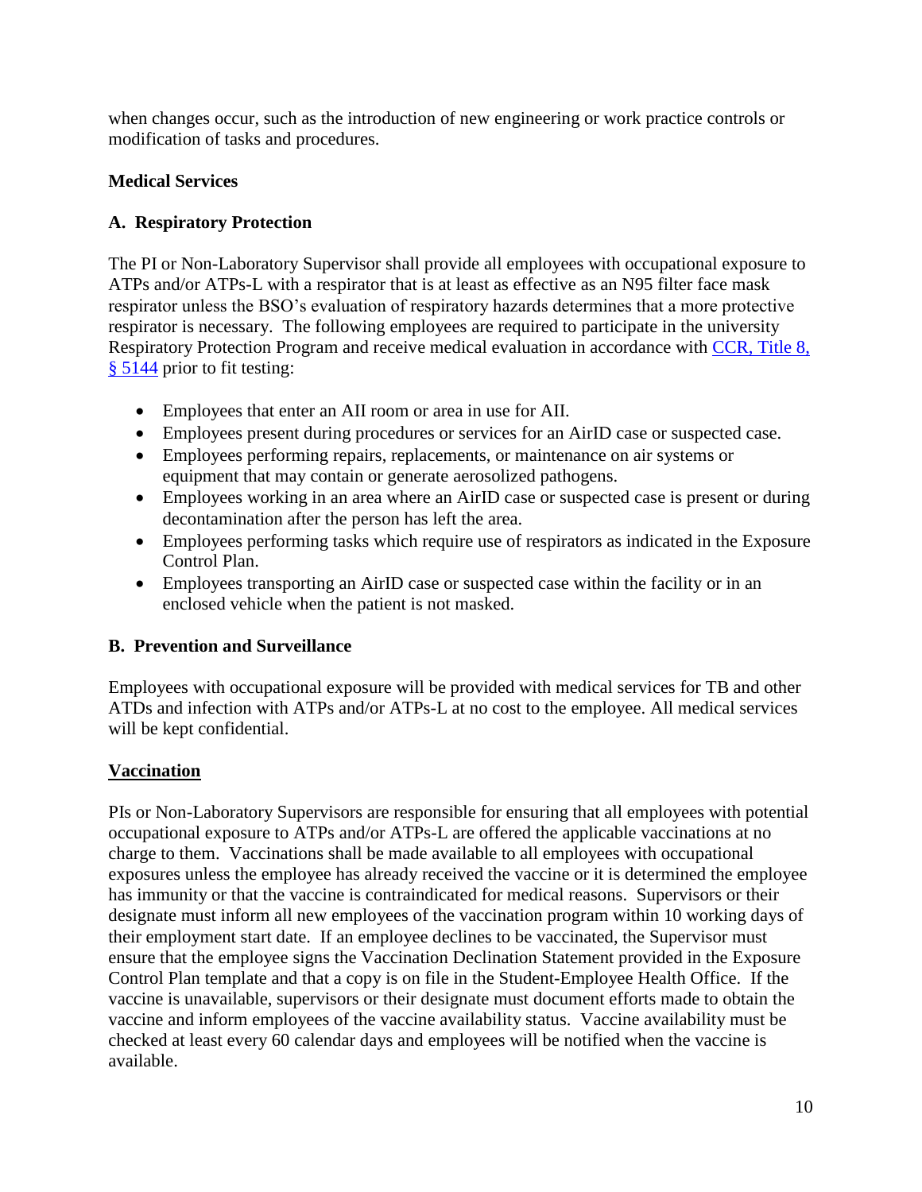when changes occur, such as the introduction of new engineering or work practice controls or modification of tasks and procedures.

**Medical Services**

**A. Respiratory Protection**

The PI or Non-Laboratory Supervisor shall provide all employees with occupational exposure to ATPs and/or ATPs-L with a respirator that is at least as effective as an N95 filter face mask respirator unless the BSO's evaluation of respiratory hazards determines that a more protective respirator is necessary. The following employees are required to participate in the university Respiratory Protection Program and receive medical evaluation in accordance with [CCR, Title 8, § 5144]() prior to fit testing:

- Employees that enter an AII room or area in use for AII.
- Employees present during procedures or services for an AirID case or suspected case.
- Employees performing repairs, replacements, or maintenance on air systems or equipment that may contain or generate aerosolized pathogens.
- Employees working in an area where an AirID case or suspected case is present or during decontamination after the person has left the area.
- Employees performing tasks which require use of respirators as indicated in the Exposure Control Plan.
- Employees transporting an AirID case or suspected case within the facility or in an enclosed vehicle when the patient is not masked.

**B. Prevention and Surveillance**

Employees with occupational exposure will be provided with medical services for TB and other ATDs and infection with ATPs and/or ATPs-L at no cost to the employee. All medical services will be kept confidential.

**Vaccination**

PIs or Non-Laboratory Supervisors are responsible for ensuring that all employees with potential occupational exposure to ATPs and/or ATPs-L are offered the applicable vaccinations at no charge to them. Vaccinations shall be made available to all employees with occupational exposures unless the employee has already received the vaccine or it is determined the employee has immunity or that the vaccine is contraindicated for medical reasons. Supervisors or their designate must inform all new employees of the vaccination program within 10 working days of their employment start date. If an employee declines to be vaccinated, the Supervisor must ensure that the employee signs the Vaccination Declination Statement provided in the Exposure Control Plan template and that a copy is on file in the Student-Employee Health Office. If the vaccine is unavailable, supervisors or their designate must document efforts made to obtain the vaccine and inform employees of the vaccine availability status. Vaccine availability must be checked at least every 60 calendar days and employees will be notified when the vaccine is available.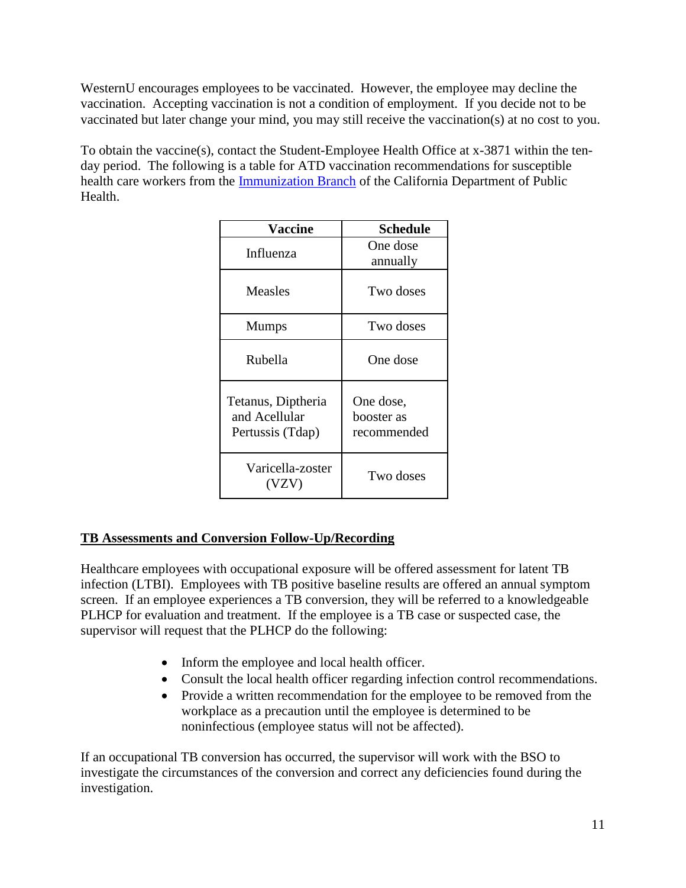WesternU encourages employees to be vaccinated. However, the employee may decline the vaccination. Accepting vaccination is not a condition of employment. If you decide not to be vaccinated but later change your mind, you may still receive the vaccination(s) at no cost to you.

To obtain the vaccine(s), contact the Student-Employee Health Office at x-3871 within the ten-day period. The following is a table for ATD vaccination recommendations for susceptible health care workers from the Immunization Branch of the California Department of Public Health.

| Vaccine | Schedule |
|---|---|
| Influenza | One dose annually |
| Measles | Two doses |
| Mumps | Two doses |
| Rubella | One dose |
| Tetanus, Diptheria and Acellular Pertussis (Tdap) | One dose, booster as recommended |
| Varicella-zoster (VZV) | Two doses |

## TB Assessments and Conversion Follow-Up/Recording

Healthcare employees with occupational exposure will be offered assessment for latent TB infection (LTBI). Employees with TB positive baseline results are offered an annual symptom screen. If an employee experiences a TB conversion, they will be referred to a knowledgeable PLHCP for evaluation and treatment. If the employee is a TB case or suspected case, the supervisor will request that the PLHCP do the following:

- Inform the employee and local health officer.
- Consult the local health officer regarding infection control recommendations.
- Provide a written recommendation for the employee to be removed from the workplace as a precaution until the employee is determined to be noninfectious (employee status will not be affected).

If an occupational TB conversion has occurred, the supervisor will work with the BSO to investigate the circumstances of the conversion and correct any deficiencies found during the investigation.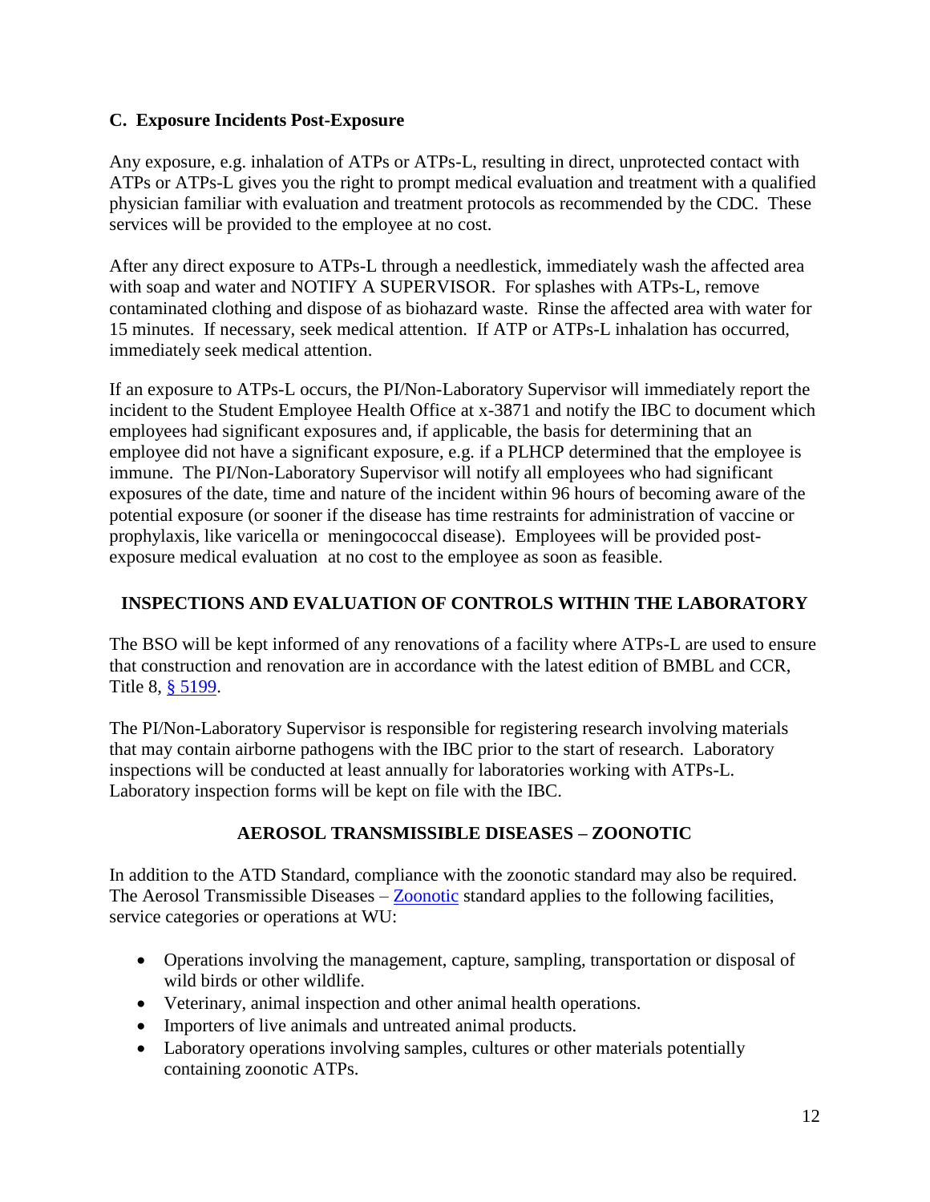### C. Exposure Incidents Post-Exposure

Any exposure, e.g. inhalation of ATPs or ATPs-L, resulting in direct, unprotected contact with ATPs or ATPs-L gives you the right to prompt medical evaluation and treatment with a qualified physician familiar with evaluation and treatment protocols as recommended by the CDC. These services will be provided to the employee at no cost.

After any direct exposure to ATPs-L through a needlestick, immediately wash the affected area with soap and water and NOTIFY A SUPERVISOR. For splashes with ATPs-L, remove contaminated clothing and dispose of as biohazard waste. Rinse the affected area with water for 15 minutes. If necessary, seek medical attention. If ATP or ATPs-L inhalation has occurred, immediately seek medical attention.

If an exposure to ATPs-L occurs, the PI/Non-Laboratory Supervisor will immediately report the incident to the Student Employee Health Office at x-3871 and notify the IBC to document which employees had significant exposures and, if applicable, the basis for determining that an employee did not have a significant exposure, e.g. if a PLHCP determined that the employee is immune. The PI/Non-Laboratory Supervisor will notify all employees who had significant exposures of the date, time and nature of the incident within 96 hours of becoming aware of the potential exposure (or sooner if the disease has time restraints for administration of vaccine or prophylaxis, like varicella or meningococcal disease). Employees will be provided post-exposure medical evaluation at no cost to the employee as soon as feasible.

## INSPECTIONS AND EVALUATION OF CONTROLS WITHIN THE LABORATORY

The BSO will be kept informed of any renovations of a facility where ATPs-L are used to ensure that construction and renovation are in accordance with the latest edition of BMBL and CCR, Title 8, [§ 5199](#).

The PI/Non-Laboratory Supervisor is responsible for registering research involving materials that may contain airborne pathogens with the IBC prior to the start of research. Laboratory inspections will be conducted at least annually for laboratories working with ATPs-L. Laboratory inspection forms will be kept on file with the IBC.

## AEROSOL TRANSMISSIBLE DISEASES – ZOONOTIC

In addition to the ATD Standard, compliance with the zoonotic standard may also be required. The Aerosol Transmissible Diseases – [Zoonotic](#) standard applies to the following facilities, service categories or operations at WU:

- Operations involving the management, capture, sampling, transportation or disposal of wild birds or other wildlife.
- Veterinary, animal inspection and other animal health operations.
- Importers of live animals and untreated animal products.
- Laboratory operations involving samples, cultures or other materials potentially containing zoonotic ATPs.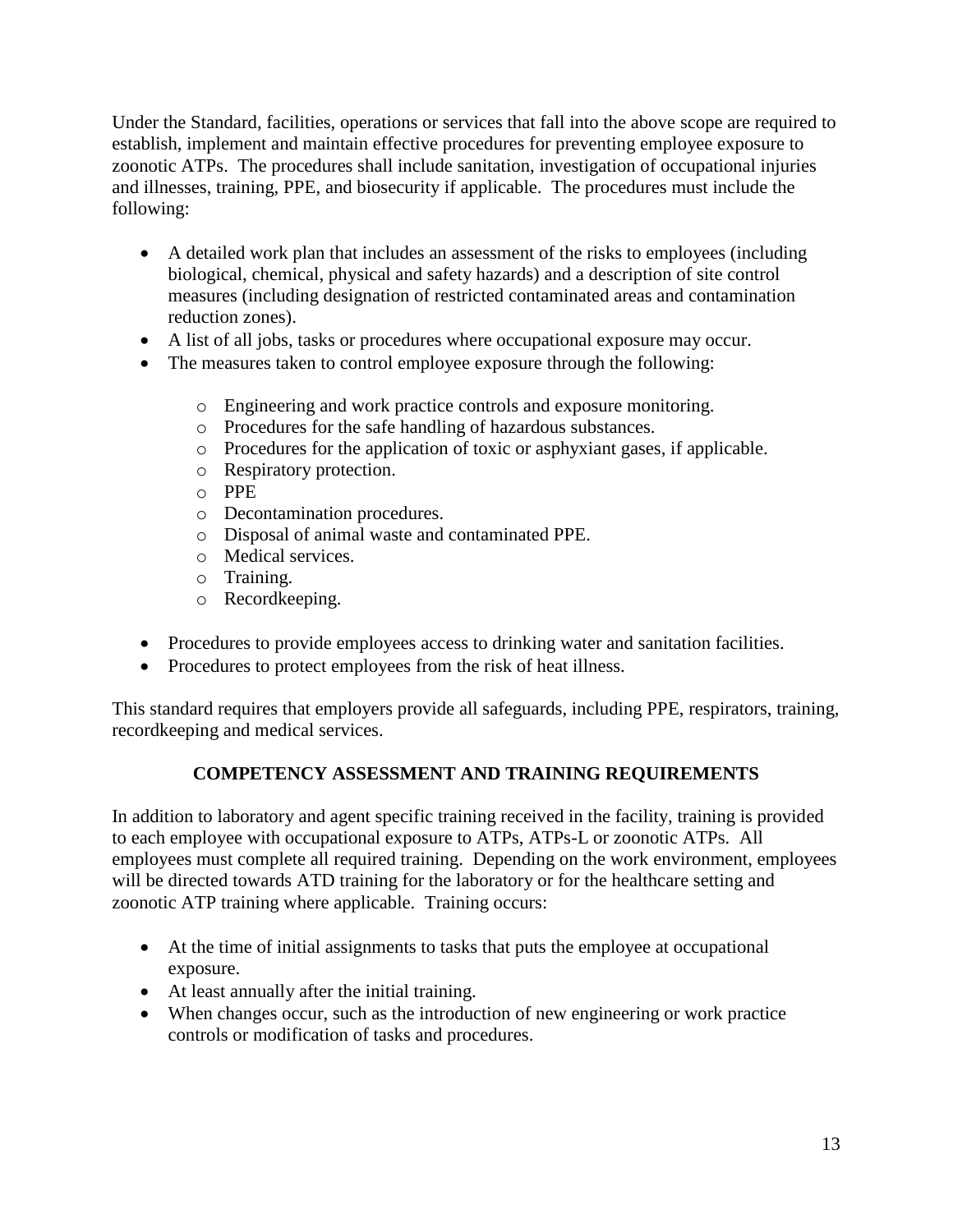Under the Standard, facilities, operations or services that fall into the above scope are required to establish, implement and maintain effective procedures for preventing employee exposure to zoonotic ATPs. The procedures shall include sanitation, investigation of occupational injuries and illnesses, training, PPE, and biosecurity if applicable. The procedures must include the following:

- A detailed work plan that includes an assessment of the risks to employees (including biological, chemical, physical and safety hazards) and a description of site control measures (including designation of restricted contaminated areas and contamination reduction zones).
- A list of all jobs, tasks or procedures where occupational exposure may occur.
- The measures taken to control employee exposure through the following:
    - Engineering and work practice controls and exposure monitoring.
    - Procedures for the safe handling of hazardous substances.
    - Procedures for the application of toxic or asphyxiant gases, if applicable.
    - Respiratory protection.
    - PPE
    - Decontamination procedures.
    - Disposal of animal waste and contaminated PPE.
    - Medical services.
    - Training.
    - Recordkeeping.
- Procedures to provide employees access to drinking water and sanitation facilities.
- Procedures to protect employees from the risk of heat illness.

This standard requires that employers provide all safeguards, including PPE, respirators, training, recordkeeping and medical services.

## COMPETENCY ASSESSMENT AND TRAINING REQUIREMENTS

In addition to laboratory and agent specific training received in the facility, training is provided to each employee with occupational exposure to ATPs, ATPs-L or zoonotic ATPs. All employees must complete all required training. Depending on the work environment, employees will be directed towards ATD training for the laboratory or for the healthcare setting and zoonotic ATP training where applicable. Training occurs:

- At the time of initial assignments to tasks that puts the employee at occupational exposure.
- At least annually after the initial training.
- When changes occur, such as the introduction of new engineering or work practice controls or modification of tasks and procedures.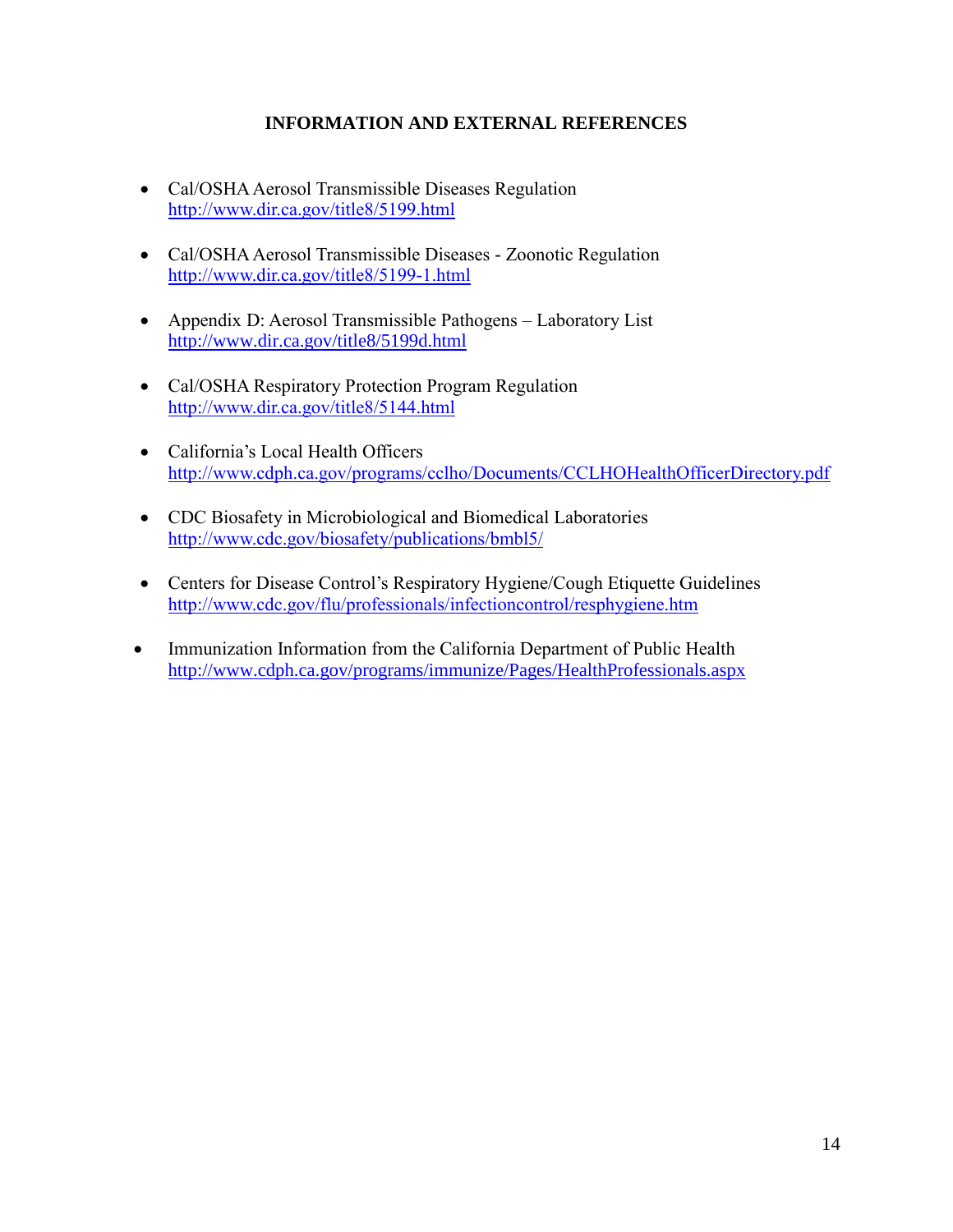## INFORMATION AND EXTERNAL REFERENCES

- Cal/OSHA Aerosol Transmissible Diseases Regulation
  http://www.dir.ca.gov/title8/5199.html

- Cal/OSHA Aerosol Transmissible Diseases - Zoonotic Regulation
  http://www.dir.ca.gov/title8/5199-1.html

- Appendix D: Aerosol Transmissible Pathogens – Laboratory List
  http://www.dir.ca.gov/title8/5199d.html

- Cal/OSHA Respiratory Protection Program Regulation
  http://www.dir.ca.gov/title8/5144.html

- California's Local Health Officers
  http://www.cdph.ca.gov/programs/cclho/Documents/CCLHOHealthOfficerDirectory.pdf

- CDC Biosafety in Microbiological and Biomedical Laboratories
  http://www.cdc.gov/biosafety/publications/bmbl5/

- Centers for Disease Control's Respiratory Hygiene/Cough Etiquette Guidelines
  http://www.cdc.gov/flu/professionals/infectioncontrol/resphygiene.htm

- Immunization Information from the California Department of Public Health
  http://www.cdph.ca.gov/programs/immunize/Pages/HealthProfessionals.aspx